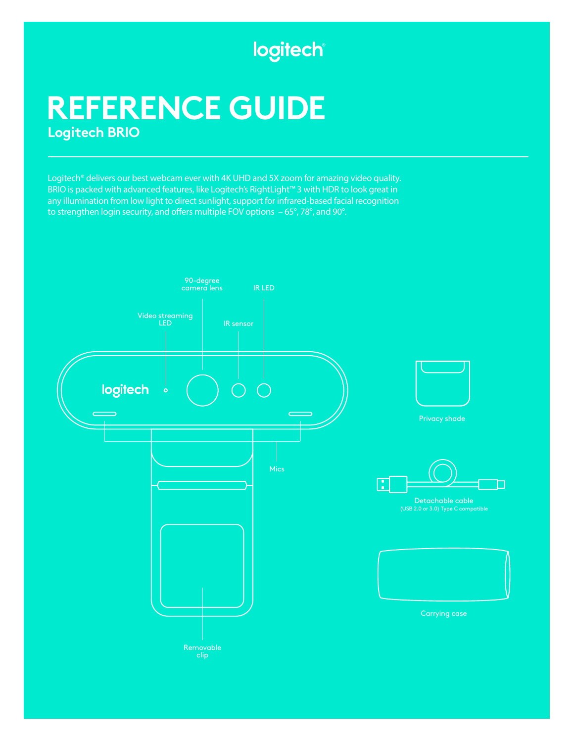logitech®

# REFERENCE GUIDE

## Logitech BRIO

Logitech® delivers our best webcam ever with 4K UHD and 5X zoom for amazing video quality. BRIO is packed with advanced features, like Logitech's RightLight™ 3 with HDR to look great in any illumination from low light to direct sunlight, support for infrared-based facial recognition to strengthen login security, and offers multiple FOV options – 65°, 78°, and 90°.

90-degree camera lens

IR LED

Video streaming LED

IR sensor

Mics

Removable clip

Privacy shade

Detachable cable
(USB 2.0 or 3.0) Type C compatible

Carrying case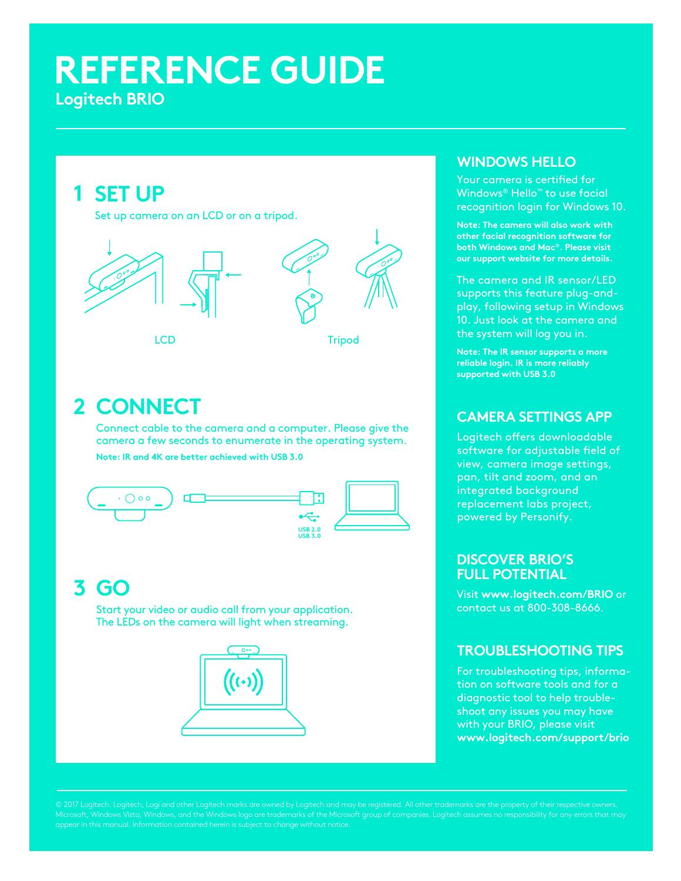# REFERENCE GUIDE

**Logitech BRIO**

## 1 SET UP

Set up camera on an LCD or on a tripod.

LCD

Tripod

## 2 CONNECT

Connect cable to the camera and a computer. Please give the camera a few seconds to enumerate in the operating system.

**Note: IR and 4K are better achieved with USB 3.0**

USB 2.0
USB 3.0

## 3 GO

Start your video or audio call from your application. The LEDs on the camera will light when streaming.

## WINDOWS HELLO

Your camera is certified for Windows® Hello™ to use facial recognition login for Windows 10.

**Note: The camera will also work with other facial recognition software for both Windows and Mac®. Please visit our support website for more details.**

The camera and IR sensor/LED supports this feature plug-and-play, following setup in Windows 10. Just look at the camera and the system will log you in.

**Note: The IR sensor supports a more reliable login. IR is more reliably supported with USB 3.0**

## CAMERA SETTINGS APP

Logitech offers downloadable software for adjustable field of view, camera image settings, pan, tilt and zoom, and an integrated background replacement labs project, powered by Personify.

## DISCOVER BRIO'S FULL POTENTIAL

Visit **www.logitech.com/BRIO** or contact us at 800-308-8666.

## TROUBLESHOOTING TIPS

For troubleshooting tips, information on software tools and for a diagnostic tool to help troubleshoot any issues you may have with your BRIO, please visit **www.logitech.com/support/brio**

© 2017 Logitech. Logitech, Logi and other Logitech marks are owned by Logitech and may be registered. All other trademarks are the property of their respective owners. Microsoft, Windows Vista, Windows, and the Windows logo are trademarks of the Microsoft group of companies. Logitech assumes no responsibility for any errors that may appear in this manual. Information contained herein is subject to change without notice.